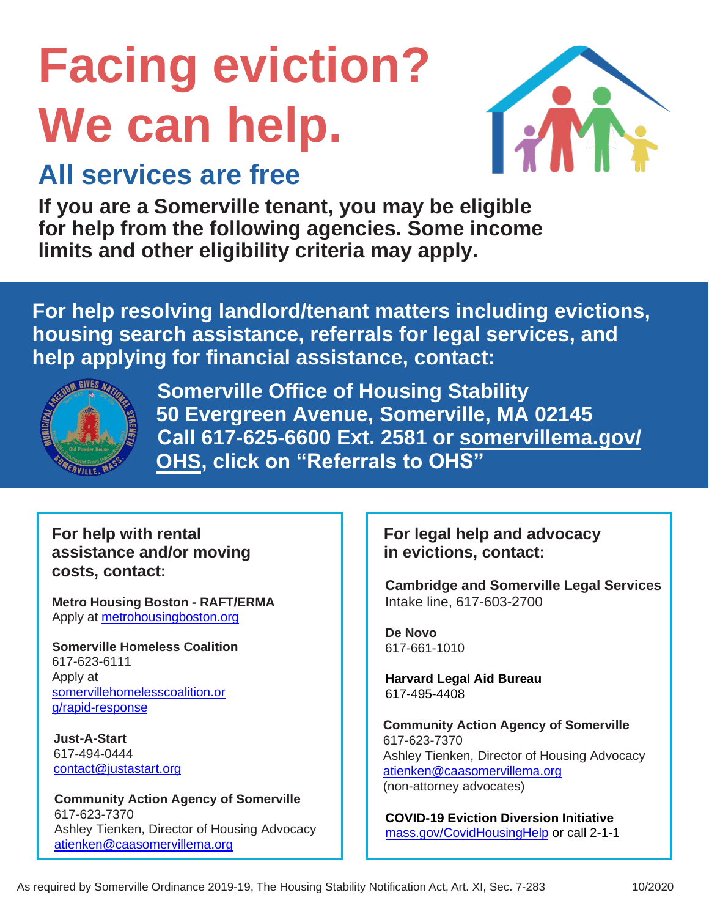# Facing eviction? We can help.

## All services are free

**If you are a Somerville tenant, you may be eligible for help from the following agencies. Some income limits and other eligibility criteria may apply.**

**For help resolving landlord/tenant matters including evictions, housing search assistance, referrals for legal services, and help applying for financial assistance, contact:**

**Somerville Office of Housing Stability**
**50 Evergreen Avenue, Somerville, MA 02145**
**Call 617-625-6600 Ext. 2581 or somervillema.gov/OHS, click on "Referrals to OHS"**

### For help with rental assistance and/or moving costs, contact:

**Metro Housing Boston - RAFT/ERMA**
Apply at metrohousingboston.org

**Somerville Homeless Coalition**
617-623-6111
Apply at somervillehomelesscoalition.org/rapid-response

**Just-A-Start**
617-494-0444
contact@justastart.org

**Community Action Agency of Somerville**
617-623-7370
Ashley Tienken, Director of Housing Advocacy
atienken@caasomervillema.org

### For legal help and advocacy in evictions, contact:

**Cambridge and Somerville Legal Services**
Intake line, 617-603-2700

**De Novo**
617-661-1010

**Harvard Legal Aid Bureau**
617-495-4408

**Community Action Agency of Somerville**
617-623-7370
Ashley Tienken, Director of Housing Advocacy
atienken@caasomervillema.org
(non-attorney advocates)

**COVID-19 Eviction Diversion Initiative**
mass.gov/CovidHousingHelp or call 2-1-1

As required by Somerville Ordinance 2019-19, The Housing Stability Notification Act, Art. XI, Sec. 7-283 10/2020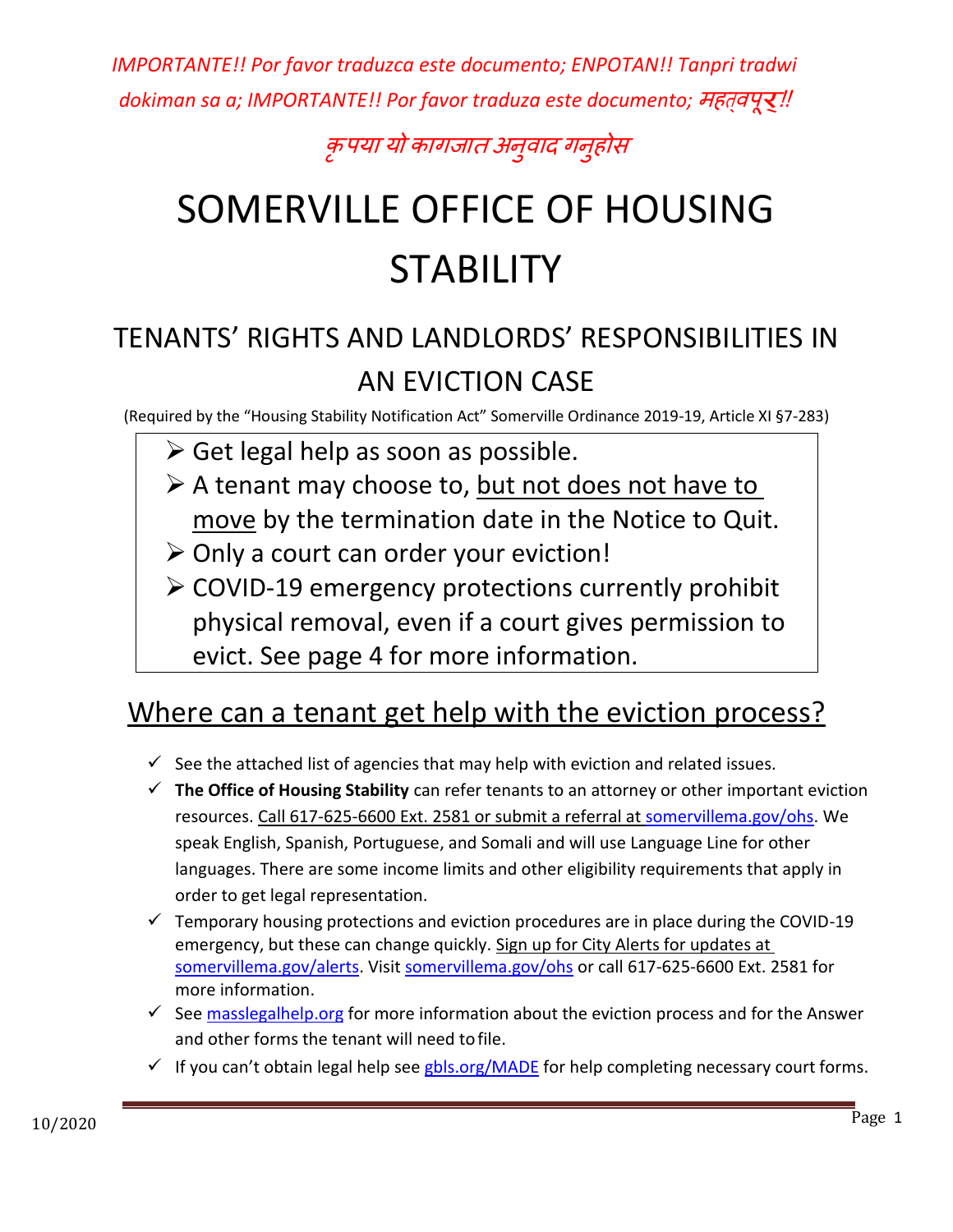*IMPORTANTE!! Por favor traduzca este documento; ENPOTAN!! Tanpri tradwi dokiman sa a; IMPORTANTE!! Por favor traduza este documento; महत्वपूर्!! कृपया यो कागजात अनुवाद गर्नुहोस*

# SOMERVILLE OFFICE OF HOUSING STABILITY

## TENANTS' RIGHTS AND LANDLORDS' RESPONSIBILITIES IN AN EVICTION CASE

(Required by the "Housing Stability Notification Act" Somerville Ordinance 2019-19, Article XI §7-283)

- Get legal help as soon as possible.
- A tenant may choose to, <u>but not does not have to move</u> by the termination date in the Notice to Quit.
- Only a court can order your eviction!
- COVID-19 emergency protections currently prohibit physical removal, even if a court gives permission to evict. See page 4 for more information.

## <u>Where can a tenant get help with the eviction process?</u>

- ✓ See the attached list of agencies that may help with eviction and related issues.
- ✓ **The Office of Housing Stability** can refer tenants to an attorney or other important eviction resources. <u>Call 617-625-6600 Ext. 2581 or submit a referral at somervillema.gov/ohs</u>. We speak English, Spanish, Portuguese, and Somali and will use Language Line for other languages. There are some income limits and other eligibility requirements that apply in order to get legal representation.
- ✓ Temporary housing protections and eviction procedures are in place during the COVID-19 emergency, but these can change quickly. <u>Sign up for City Alerts for updates at somervillema.gov/alerts</u>. Visit somervillema.gov/ohs or call 617-625-6600 Ext. 2581 for more information.
- ✓ See masslegalhelp.org for more information about the eviction process and for the Answer and other forms the tenant will need to file.
- ✓ If you can't obtain legal help see gbls.org/MADE for help completing necessary court forms.

10/2020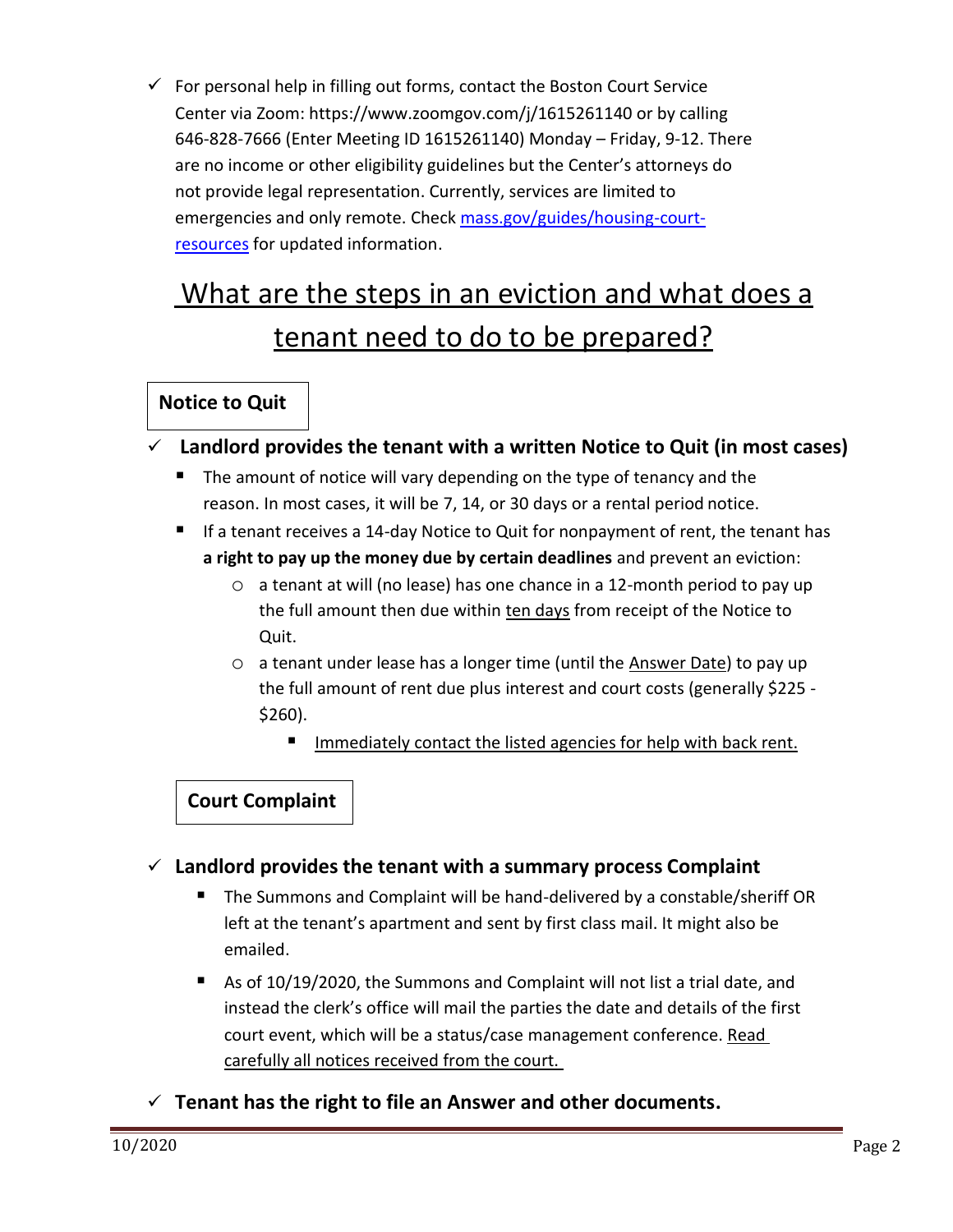- ✓ For personal help in filling out forms, contact the Boston Court Service Center via Zoom: https://www.zoomgov.com/j/1615261140 or by calling 646-828-7666 (Enter Meeting ID 1615261140) Monday – Friday, 9-12. There are no income or other eligibility guidelines but the Center's attorneys do not provide legal representation. Currently, services are limited to emergencies and only remote. Check [mass.gov/guides/housing-court-resources](mass.gov/guides/housing-court-resources) for updated information.

# What are the steps in an eviction and what does a tenant need to do to be prepared?

### Notice to Quit

- ✓ **Landlord provides the tenant with a written Notice to Quit (in most cases)**
  - The amount of notice will vary depending on the type of tenancy and the reason. In most cases, it will be 7, 14, or 30 days or a rental period notice.
  - If a tenant receives a 14-day Notice to Quit for nonpayment of rent, the tenant has **a right to pay up the money due by certain deadlines** and prevent an eviction:
    - a tenant at will (no lease) has one chance in a 12-month period to pay up the full amount then due within <u>ten days</u> from receipt of the Notice to Quit.
    - a tenant under lease has a longer time (until the <u>Answer Date</u>) to pay up the full amount of rent due plus interest and court costs (generally $225 - $260).
      - <u>Immediately contact the listed agencies for help with back rent.</u>

### Court Complaint

- ✓ **Landlord provides the tenant with a summary process Complaint**
  - The Summons and Complaint will be hand-delivered by a constable/sheriff OR left at the tenant's apartment and sent by first class mail. It might also be emailed.
  - As of 10/19/2020, the Summons and Complaint will not list a trial date, and instead the clerk's office will mail the parties the date and details of the first court event, which will be a status/case management conference. <u>Read carefully all notices received from the court.</u>
- ✓ **Tenant has the right to file an Answer and other documents.**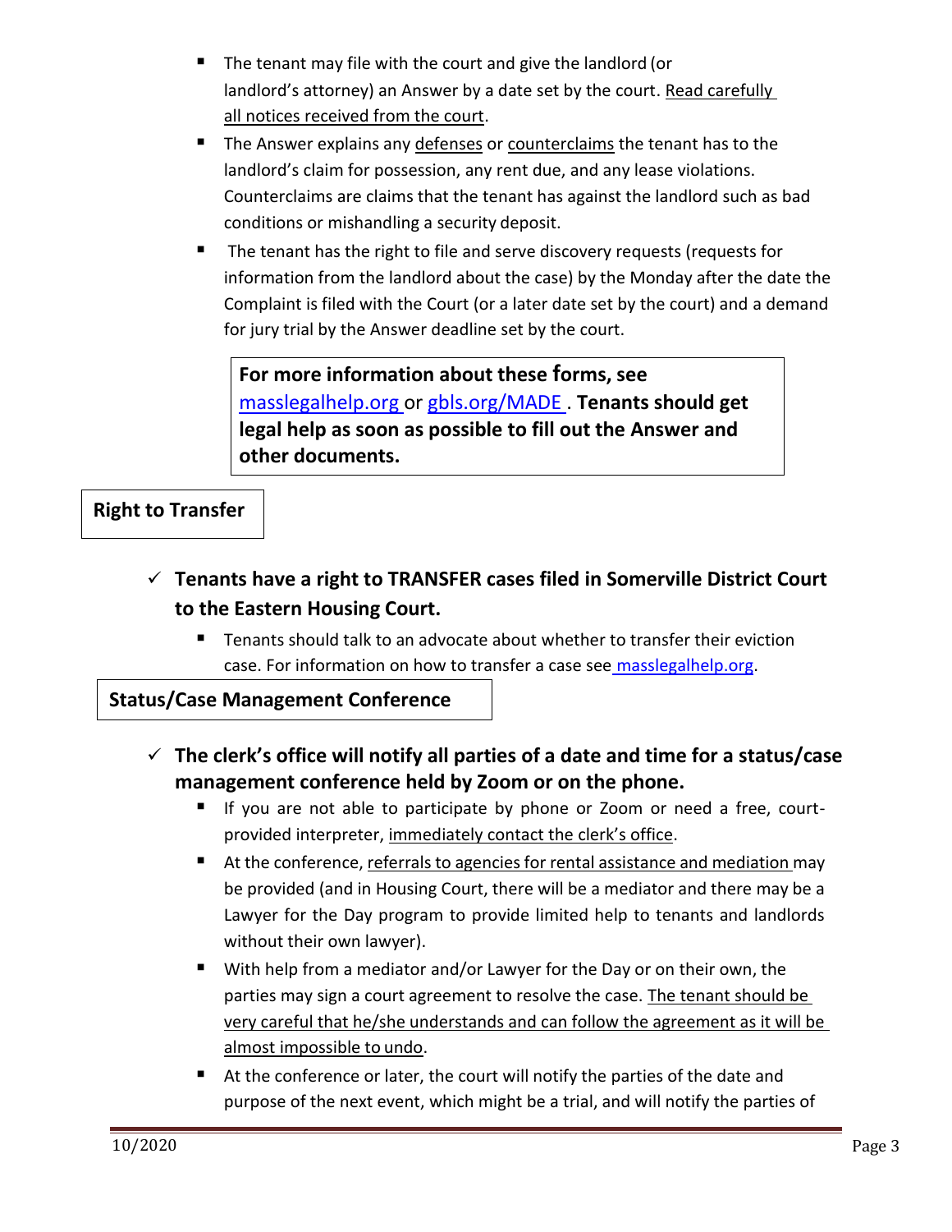- The tenant may file with the court and give the landlord (or landlord's attorney) an Answer by a date set by the court. Read carefully all notices received from the court.
- The Answer explains any defenses or counterclaims the tenant has to the landlord's claim for possession, any rent due, and any lease violations. Counterclaims are claims that the tenant has against the landlord such as bad conditions or mishandling a security deposit.
- The tenant has the right to file and serve discovery requests (requests for information from the landlord about the case) by the Monday after the date the Complaint is filed with the Court (or a later date set by the court) and a demand for jury trial by the Answer deadline set by the court.

**For more information about these forms, see [masslegalhelp.org](masslegalhelp.org) or [gbls.org/MADE](gbls.org/MADE). Tenants should get legal help as soon as possible to fill out the Answer and other documents.**

## Right to Transfer

- ✓ **Tenants have a right to TRANSFER cases filed in Somerville District Court to the Eastern Housing Court.**
  - Tenants should talk to an advocate about whether to transfer their eviction case. For information on how to transfer a case see [masslegalhelp.org](masslegalhelp.org).

## Status/Case Management Conference

- ✓ **The clerk's office will notify all parties of a date and time for a status/case management conference held by Zoom or on the phone.**
  - If you are not able to participate by phone or Zoom or need a free, court-provided interpreter, immediately contact the clerk's office.
  - At the conference, referrals to agencies for rental assistance and mediation may be provided (and in Housing Court, there will be a mediator and there may be a Lawyer for the Day program to provide limited help to tenants and landlords without their own lawyer).
  - With help from a mediator and/or Lawyer for the Day or on their own, the parties may sign a court agreement to resolve the case. The tenant should be very careful that he/she understands and can follow the agreement as it will be almost impossible to undo.
  - At the conference or later, the court will notify the parties of the date and purpose of the next event, which might be a trial, and will notify the parties of

10/2020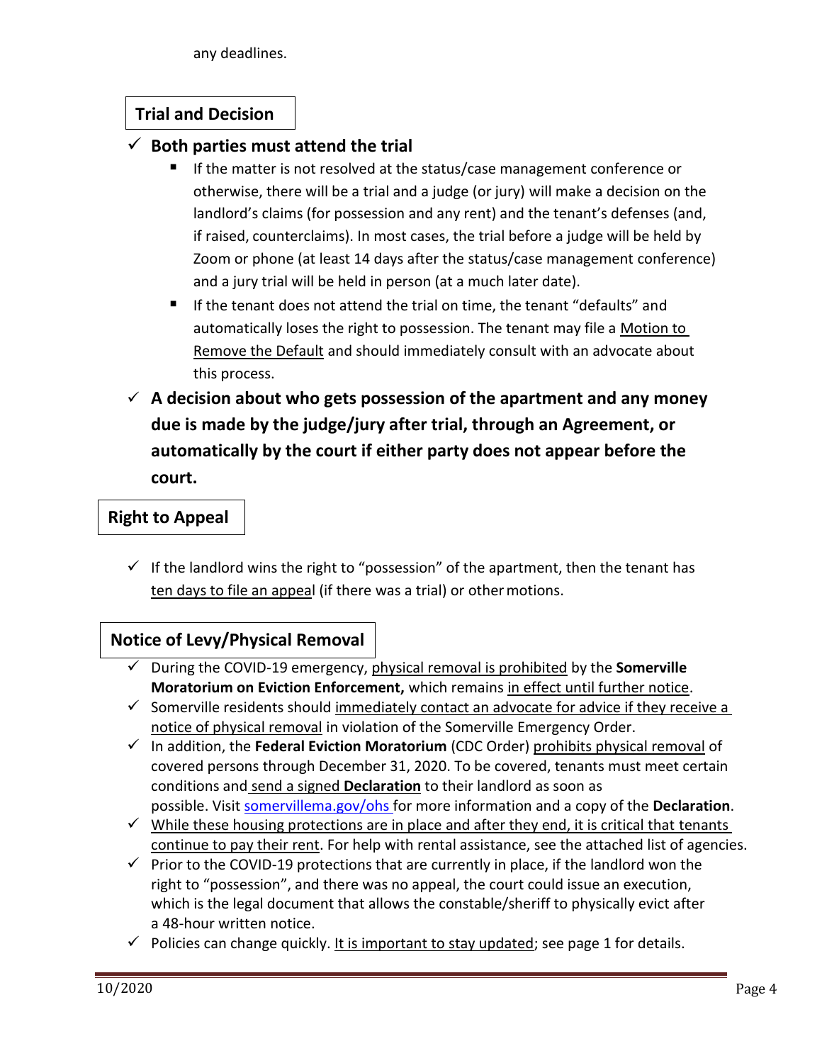any deadlines.

## Trial and Decision

- ✓ **Both parties must attend the trial**
  - If the matter is not resolved at the status/case management conference or otherwise, there will be a trial and a judge (or jury) will make a decision on the landlord's claims (for possession and any rent) and the tenant's defenses (and, if raised, counterclaims). In most cases, the trial before a judge will be held by Zoom or phone (at least 14 days after the status/case management conference) and a jury trial will be held in person (at a much later date).
  - If the tenant does not attend the trial on time, the tenant "defaults" and automatically loses the right to possession. The tenant may file a <u>Motion to Remove the Default</u> and should immediately consult with an advocate about this process.
- ✓ **A decision about who gets possession of the apartment and any money due is made by the judge/jury after trial, through an Agreement, or automatically by the court if either party does not appear before the court.**

## Right to Appeal

- ✓ If the landlord wins the right to "possession" of the apartment, then the tenant has <u>ten days to file an appeal</u> (if there was a trial) or other motions.

## Notice of Levy/Physical Removal

- ✓ During the COVID-19 emergency, <u>physical removal is prohibited</u> by the **Somerville Moratorium on Eviction Enforcement,** which remains <u>in effect until further notice</u>.
- ✓ Somerville residents should <u>immediately contact an advocate for advice if they receive a notice of physical removal</u> in violation of the Somerville Emergency Order.
- ✓ In addition, the **Federal Eviction Moratorium** (CDC Order) <u>prohibits physical removal</u> of covered persons through December 31, 2020. To be covered, tenants must meet certain conditions and <u>send a signed **Declaration**</u> to their landlord as soon as possible. Visit [somervillema.gov/ohs](somervillema.gov/ohs) for more information and a copy of the **Declaration**.
- ✓ <u>While these housing protections are in place and after they end, it is critical that tenants continue to pay their rent</u>. For help with rental assistance, see the attached list of agencies.
- ✓ Prior to the COVID-19 protections that are currently in place, if the landlord won the right to "possession", and there was no appeal, the court could issue an execution, which is the legal document that allows the constable/sheriff to physically evict after a 48-hour written notice.
- ✓ Policies can change quickly. <u>It is important to stay updated</u>; see page 1 for details.